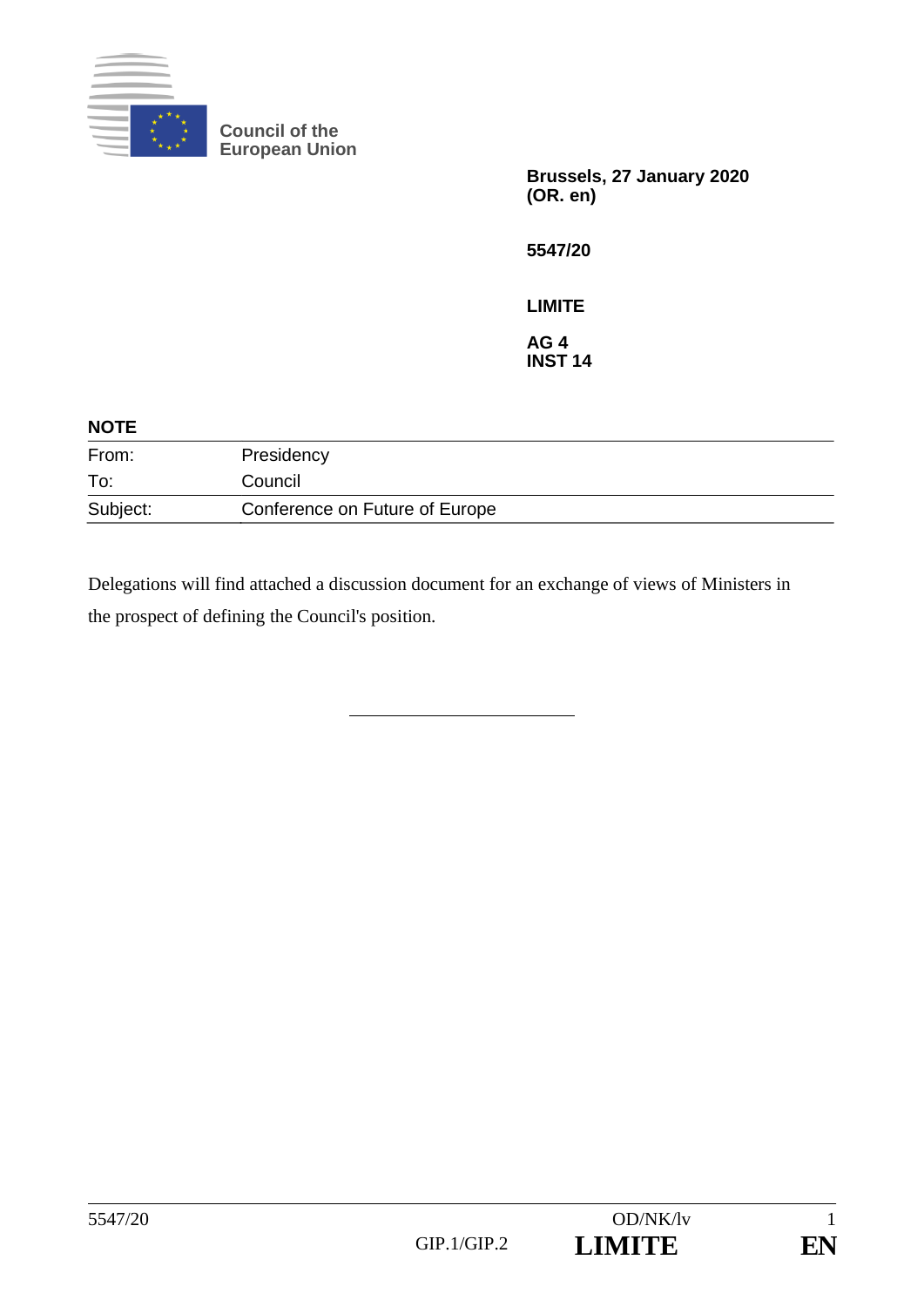Council of the European Union

**Brussels, 27 January 2020**
**(OR. en)**

**5547/20**

**LIMITE**

**AG 4**
**INST 14**

**NOTE**

| | |
|---|---|
| From: | Presidency |
| To: | Council |
| Subject: | Conference on Future of Europe |

Delegations will find attached a discussion document for an exchange of views of Ministers in the prospect of defining the Council's position.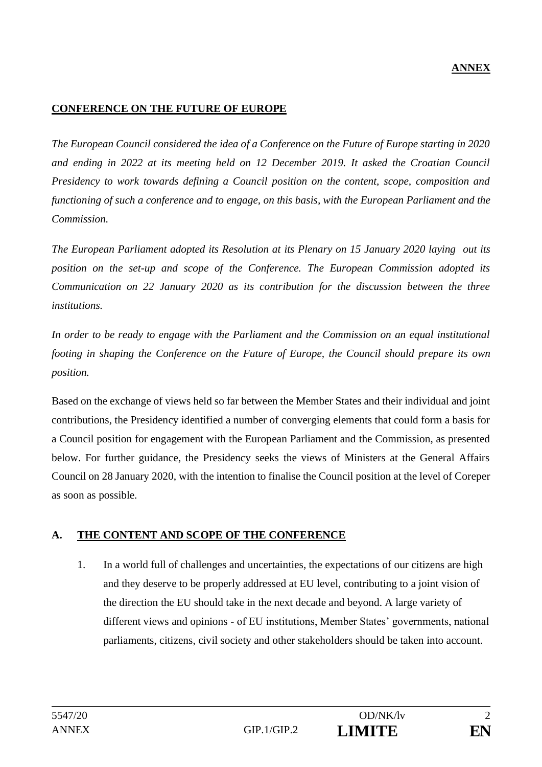**ANNEX**

**CONFERENCE ON THE FUTURE OF EUROPE**

*The European Council considered the idea of a Conference on the Future of Europe starting in 2020 and ending in 2022 at its meeting held on 12 December 2019. It asked the Croatian Council Presidency to work towards defining a Council position on the content, scope, composition and functioning of such a conference and to engage, on this basis, with the European Parliament and the Commission.*

*The European Parliament adopted its Resolution at its Plenary on 15 January 2020 laying out its position on the set-up and scope of the Conference. The European Commission adopted its Communication on 22 January 2020 as its contribution for the discussion between the three institutions.*

*In order to be ready to engage with the Parliament and the Commission on an equal institutional footing in shaping the Conference on the Future of Europe, the Council should prepare its own position.*

Based on the exchange of views held so far between the Member States and their individual and joint contributions, the Presidency identified a number of converging elements that could form a basis for a Council position for engagement with the European Parliament and the Commission, as presented below. For further guidance, the Presidency seeks the views of Ministers at the General Affairs Council on 28 January 2020, with the intention to finalise the Council position at the level of Coreper as soon as possible.

**A. THE CONTENT AND SCOPE OF THE CONFERENCE**

1. In a world full of challenges and uncertainties, the expectations of our citizens are high and they deserve to be properly addressed at EU level, contributing to a joint vision of the direction the EU should take in the next decade and beyond. A large variety of different views and opinions - of EU institutions, Member States' governments, national parliaments, citizens, civil society and other stakeholders should be taken into account.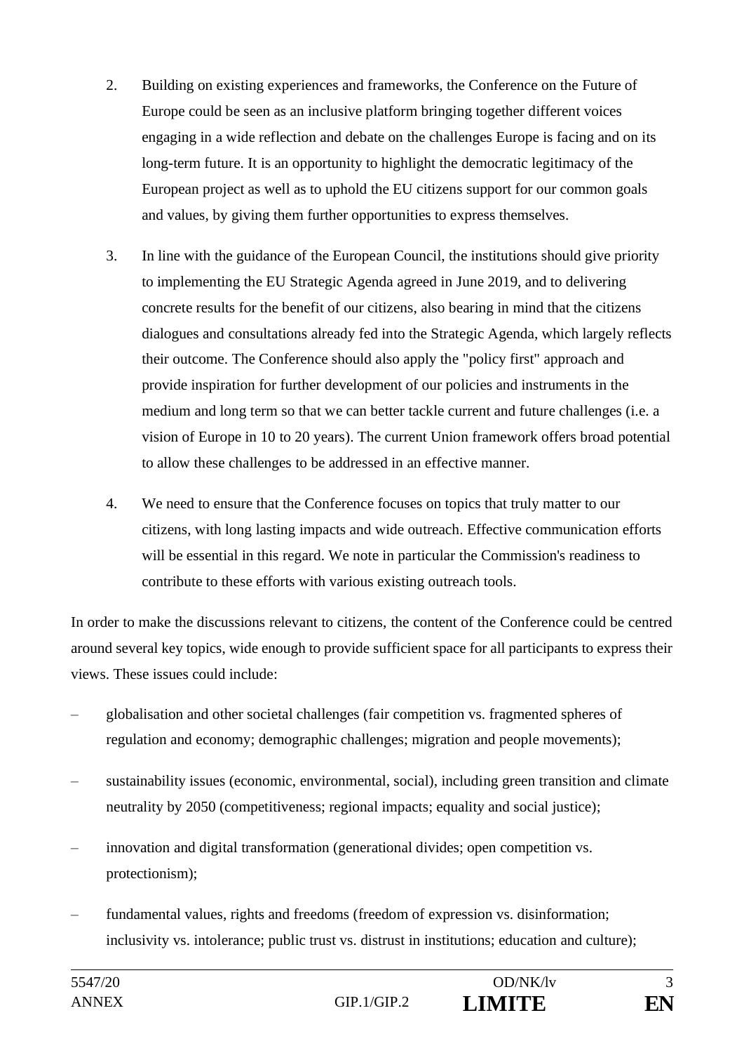2. Building on existing experiences and frameworks, the Conference on the Future of Europe could be seen as an inclusive platform bringing together different voices engaging in a wide reflection and debate on the challenges Europe is facing and on its long-term future. It is an opportunity to highlight the democratic legitimacy of the European project as well as to uphold the EU citizens support for our common goals and values, by giving them further opportunities to express themselves.

3. In line with the guidance of the European Council, the institutions should give priority to implementing the EU Strategic Agenda agreed in June 2019, and to delivering concrete results for the benefit of our citizens, also bearing in mind that the citizens dialogues and consultations already fed into the Strategic Agenda, which largely reflects their outcome. The Conference should also apply the "policy first" approach and provide inspiration for further development of our policies and instruments in the medium and long term so that we can better tackle current and future challenges (i.e. a vision of Europe in 10 to 20 years). The current Union framework offers broad potential to allow these challenges to be addressed in an effective manner.

4. We need to ensure that the Conference focuses on topics that truly matter to our citizens, with long lasting impacts and wide outreach. Effective communication efforts will be essential in this regard. We note in particular the Commission's readiness to contribute to these efforts with various existing outreach tools.

In order to make the discussions relevant to citizens, the content of the Conference could be centred around several key topics, wide enough to provide sufficient space for all participants to express their views. These issues could include:

– globalisation and other societal challenges (fair competition vs. fragmented spheres of regulation and economy; demographic challenges; migration and people movements);

– sustainability issues (economic, environmental, social), including green transition and climate neutrality by 2050 (competitiveness; regional impacts; equality and social justice);

– innovation and digital transformation (generational divides; open competition vs. protectionism);

– fundamental values, rights and freedoms (freedom of expression vs. disinformation; inclusivity vs. intolerance; public trust vs. distrust in institutions; education and culture);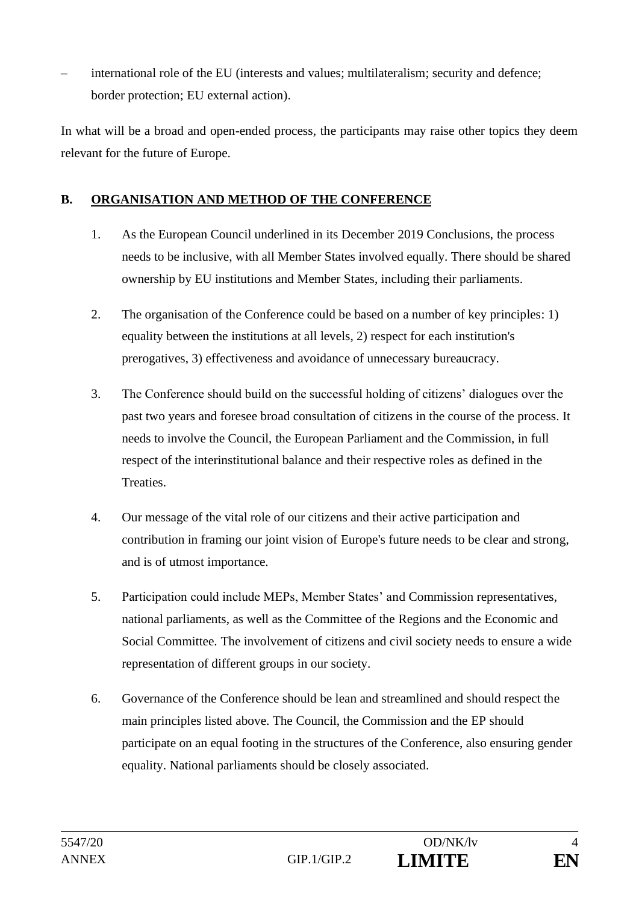– international role of the EU (interests and values; multilateralism; security and defence; border protection; EU external action).

In what will be a broad and open-ended process, the participants may raise other topics they deem relevant for the future of Europe.

## B. ORGANISATION AND METHOD OF THE CONFERENCE

1. As the European Council underlined in its December 2019 Conclusions, the process needs to be inclusive, with all Member States involved equally. There should be shared ownership by EU institutions and Member States, including their parliaments.

2. The organisation of the Conference could be based on a number of key principles: 1) equality between the institutions at all levels, 2) respect for each institution's prerogatives, 3) effectiveness and avoidance of unnecessary bureaucracy.

3. The Conference should build on the successful holding of citizens' dialogues over the past two years and foresee broad consultation of citizens in the course of the process. It needs to involve the Council, the European Parliament and the Commission, in full respect of the interinstitutional balance and their respective roles as defined in the Treaties.

4. Our message of the vital role of our citizens and their active participation and contribution in framing our joint vision of Europe's future needs to be clear and strong, and is of utmost importance.

5. Participation could include MEPs, Member States' and Commission representatives, national parliaments, as well as the Committee of the Regions and the Economic and Social Committee. The involvement of citizens and civil society needs to ensure a wide representation of different groups in our society.

6. Governance of the Conference should be lean and streamlined and should respect the main principles listed above. The Council, the Commission and the EP should participate on an equal footing in the structures of the Conference, also ensuring gender equality. National parliaments should be closely associated.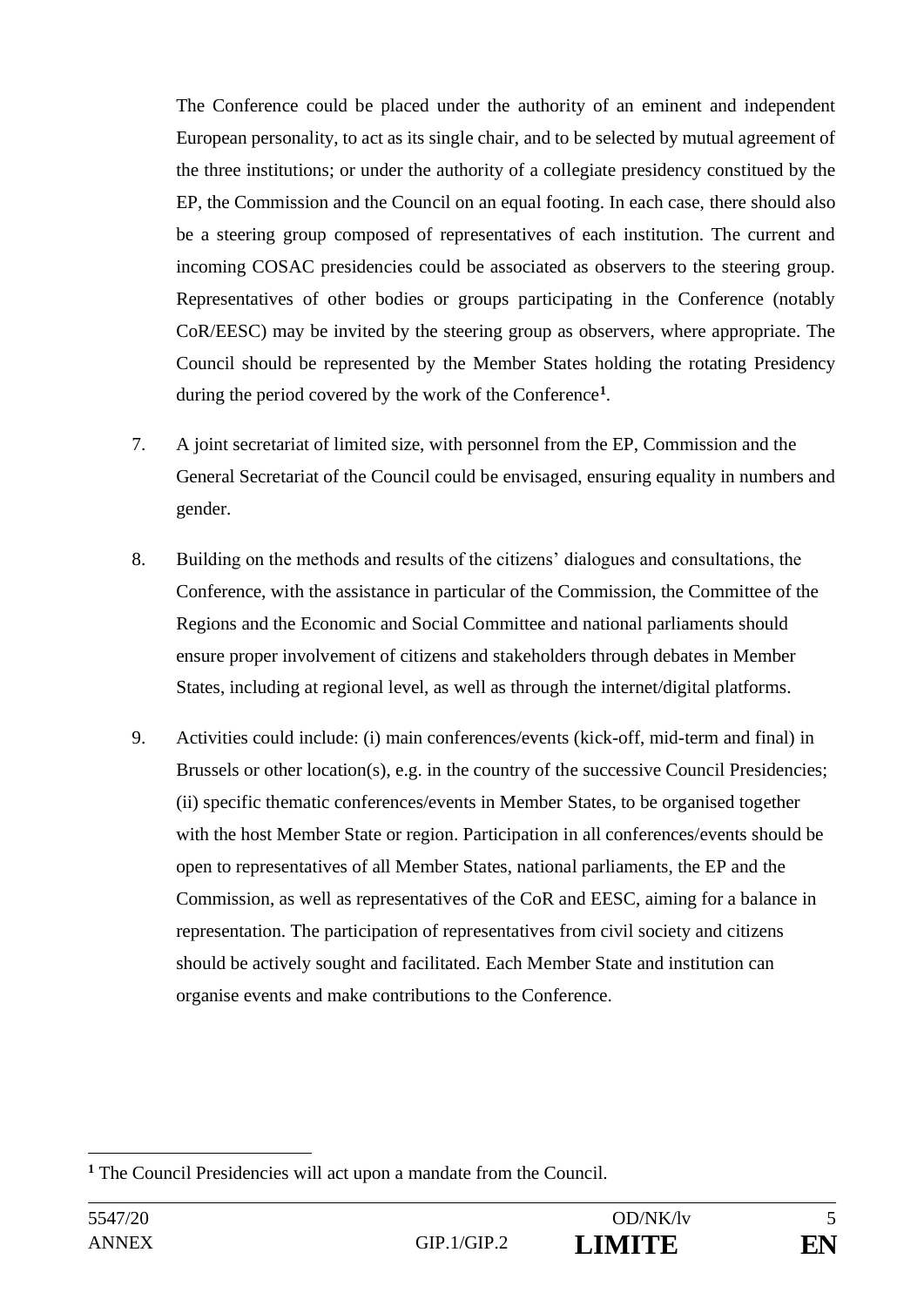The Conference could be placed under the authority of an eminent and independent European personality, to act as its single chair, and to be selected by mutual agreement of the three institutions; or under the authority of a collegiate presidency constitued by the EP, the Commission and the Council on an equal footing. In each case, there should also be a steering group composed of representatives of each institution. The current and incoming COSAC presidencies could be associated as observers to the steering group. Representatives of other bodies or groups participating in the Conference (notably CoR/EESC) may be invited by the steering group as observers, where appropriate. The Council should be represented by the Member States holding the rotating Presidency during the period covered by the work of the Conference[1].

7. A joint secretariat of limited size, with personnel from the EP, Commission and the General Secretariat of the Council could be envisaged, ensuring equality in numbers and gender.

8. Building on the methods and results of the citizens' dialogues and consultations, the Conference, with the assistance in particular of the Commission, the Committee of the Regions and the Economic and Social Committee and national parliaments should ensure proper involvement of citizens and stakeholders through debates in Member States, including at regional level, as well as through the internet/digital platforms.

9. Activities could include: (i) main conferences/events (kick-off, mid-term and final) in Brussels or other location(s), e.g. in the country of the successive Council Presidencies; (ii) specific thematic conferences/events in Member States, to be organised together with the host Member State or region. Participation in all conferences/events should be open to representatives of all Member States, national parliaments, the EP and the Commission, as well as representatives of the CoR and EESC, aiming for a balance in representation. The participation of representatives from civil society and citizens should be actively sought and facilitated. Each Member State and institution can organise events and make contributions to the Conference.

[1] The Council Presidencies will act upon a mandate from the Council.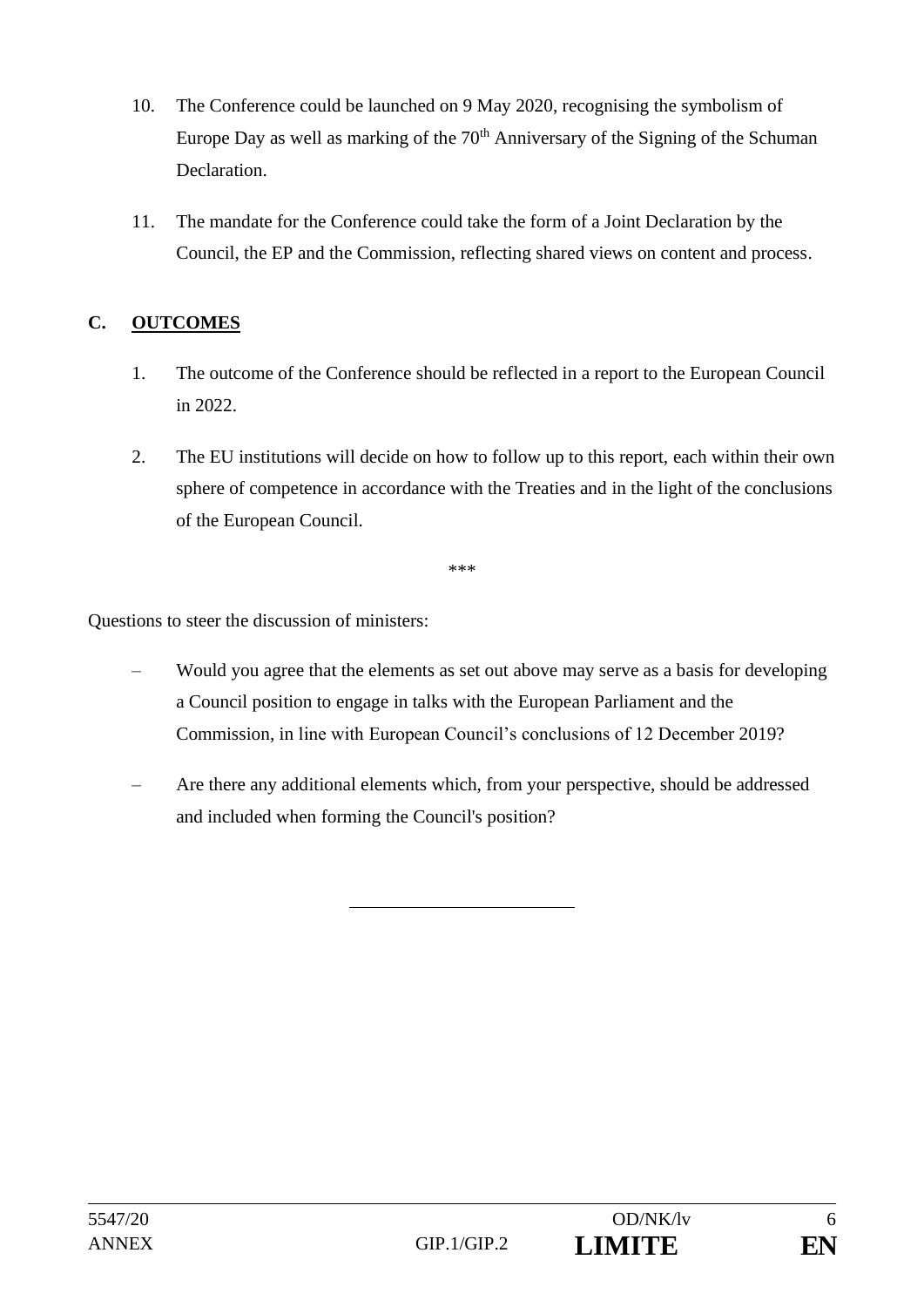10. The Conference could be launched on 9 May 2020, recognising the symbolism of Europe Day as well as marking of the 70th Anniversary of the Signing of the Schuman Declaration.

11. The mandate for the Conference could take the form of a Joint Declaration by the Council, the EP and the Commission, reflecting shared views on content and process.

## C. OUTCOMES

1. The outcome of the Conference should be reflected in a report to the European Council in 2022.

2. The EU institutions will decide on how to follow up to this report, each within their own sphere of competence in accordance with the Treaties and in the light of the conclusions of the European Council.

***

Questions to steer the discussion of ministers:

– Would you agree that the elements as set out above may serve as a basis for developing a Council position to engage in talks with the European Parliament and the Commission, in line with European Council's conclusions of 12 December 2019?

– Are there any additional elements which, from your perspective, should be addressed and included when forming the Council's position?